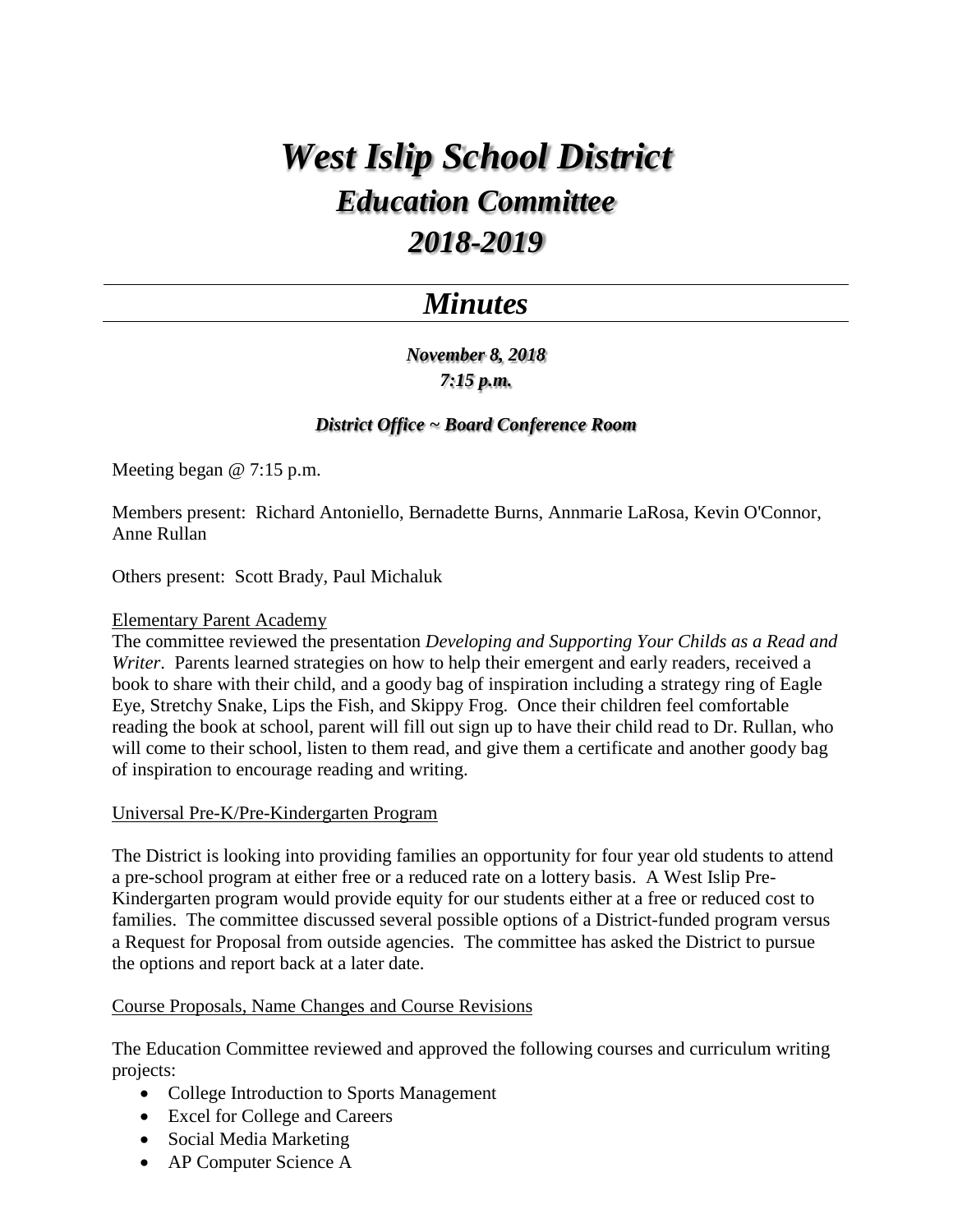# *West Islip School District*

## *Education Committee*

## *2018-2019*

---

## *Minutes*

---

***November 8, 2018***
***7:15 p.m.***

***District Office ~ Board Conference Room***

Meeting began @ 7:15 p.m.

Members present: Richard Antoniello, Bernadette Burns, Annmarie LaRosa, Kevin O'Connor, Anne Rullan

Others present: Scott Brady, Paul Michaluk

Elementary Parent Academy

The committee reviewed the presentation *Developing and Supporting Your Childs as a Read and Writer*. Parents learned strategies on how to help their emergent and early readers, received a book to share with their child, and a goody bag of inspiration including a strategy ring of Eagle Eye, Stretchy Snake, Lips the Fish, and Skippy Frog. Once their children feel comfortable reading the book at school, parent will fill out sign up to have their child read to Dr. Rullan, who will come to their school, listen to them read, and give them a certificate and another goody bag of inspiration to encourage reading and writing.

Universal Pre-K/Pre-Kindergarten Program

The District is looking into providing families an opportunity for four year old students to attend a pre-school program at either free or a reduced rate on a lottery basis. A West Islip Pre-Kindergarten program would provide equity for our students either at a free or reduced cost to families. The committee discussed several possible options of a District-funded program versus a Request for Proposal from outside agencies. The committee has asked the District to pursue the options and report back at a later date.

Course Proposals, Name Changes and Course Revisions

The Education Committee reviewed and approved the following courses and curriculum writing projects:

- College Introduction to Sports Management
- Excel for College and Careers
- Social Media Marketing
- AP Computer Science A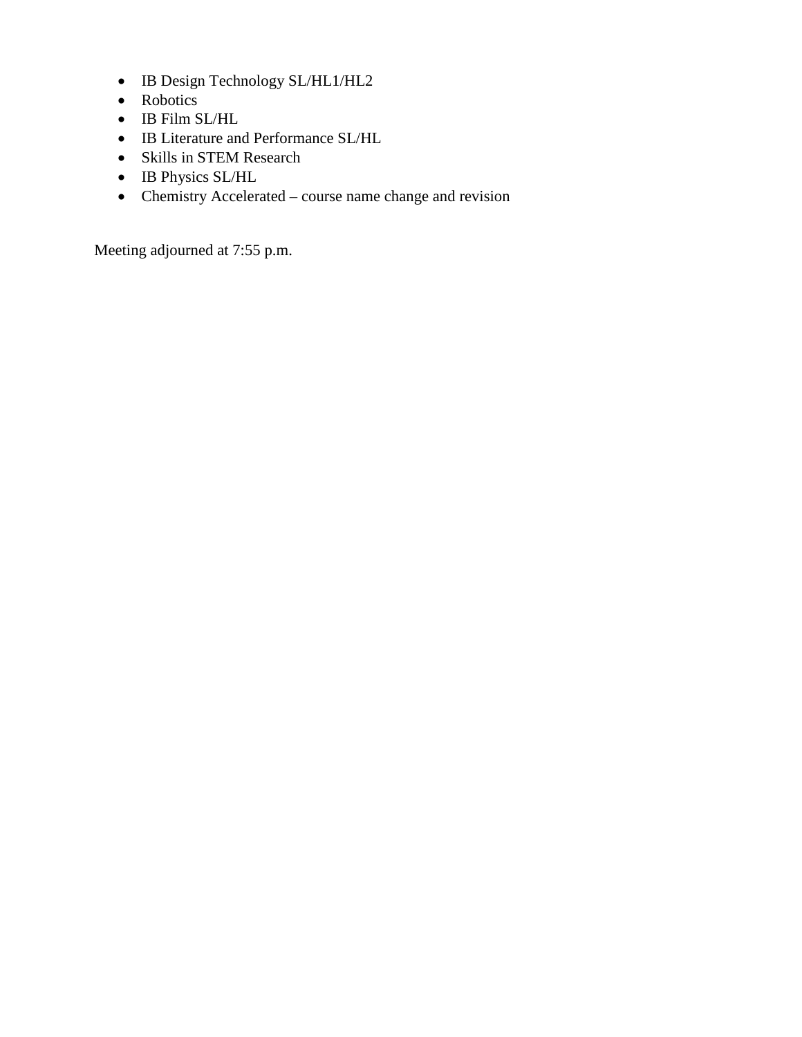- IB Design Technology SL/HL1/HL2
- Robotics
- IB Film SL/HL
- IB Literature and Performance SL/HL
- Skills in STEM Research
- IB Physics SL/HL
- Chemistry Accelerated – course name change and revision

Meeting adjourned at 7:55 p.m.